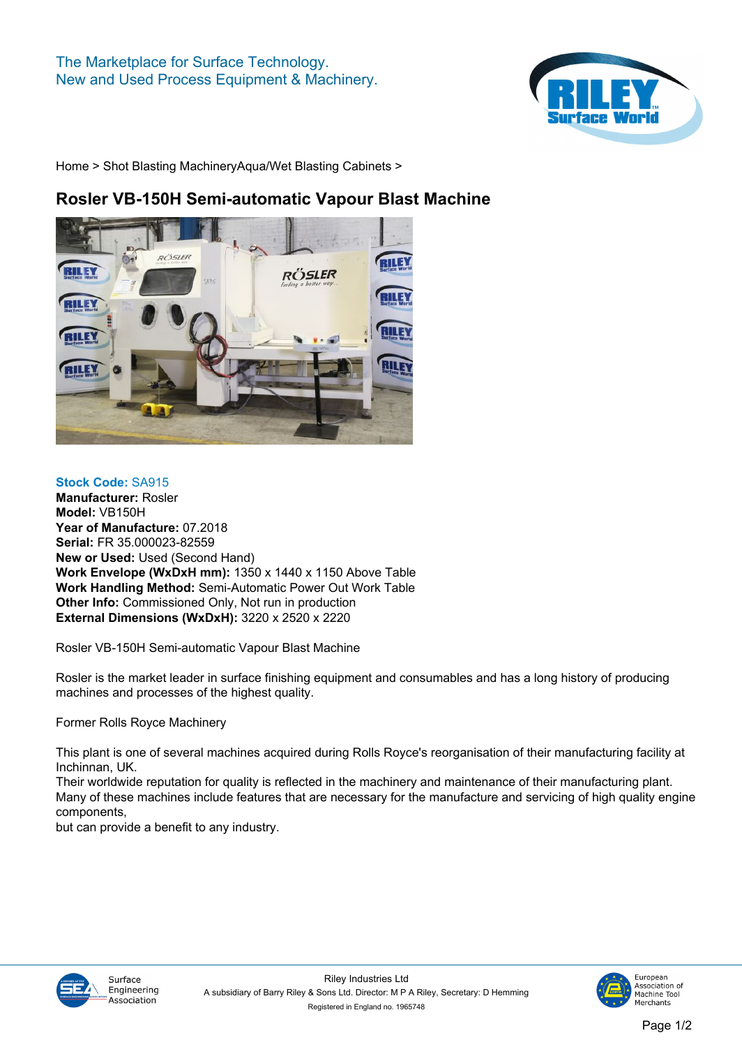The Marketplace for Surface Technology.
New and Used Process Equipment & Machinery.

Home > Shot Blasting MachineryAqua/Wet Blasting Cabinets >

# Rosler VB-150H Semi-automatic Vapour Blast Machine

**Stock Code:** SA915
**Manufacturer:** Rosler
**Model:** VB150H
**Year of Manufacture:** 07.2018
**Serial:** FR 35.000023-82559
**New or Used:** Used (Second Hand)
**Work Envelope (WxDxH mm):** 1350 x 1440 x 1150 Above Table
**Work Handling Method:** Semi-Automatic Power Out Work Table
**Other Info:** Commissioned Only, Not run in production
**External Dimensions (WxDxH):** 3220 x 2520 x 2220

Rosler VB-150H Semi-automatic Vapour Blast Machine

Rosler is the market leader in surface finishing equipment and consumables and has a long history of producing machines and processes of the highest quality.

Former Rolls Royce Machinery

This plant is one of several machines acquired during Rolls Royce's reorganisation of their manufacturing facility at Inchinnan, UK.
Their worldwide reputation for quality is reflected in the machinery and maintenance of their manufacturing plant.
Many of these machines include features that are necessary for the manufacture and servicing of high quality engine components,
but can provide a benefit to any industry.

Surface Engineering Association

Riley Industries Ltd
A subsidiary of Barry Riley & Sons Ltd. Director: M P A Riley, Secretary: D Hemming
Registered in England no. 1965748

European Association of Machine Tool Merchants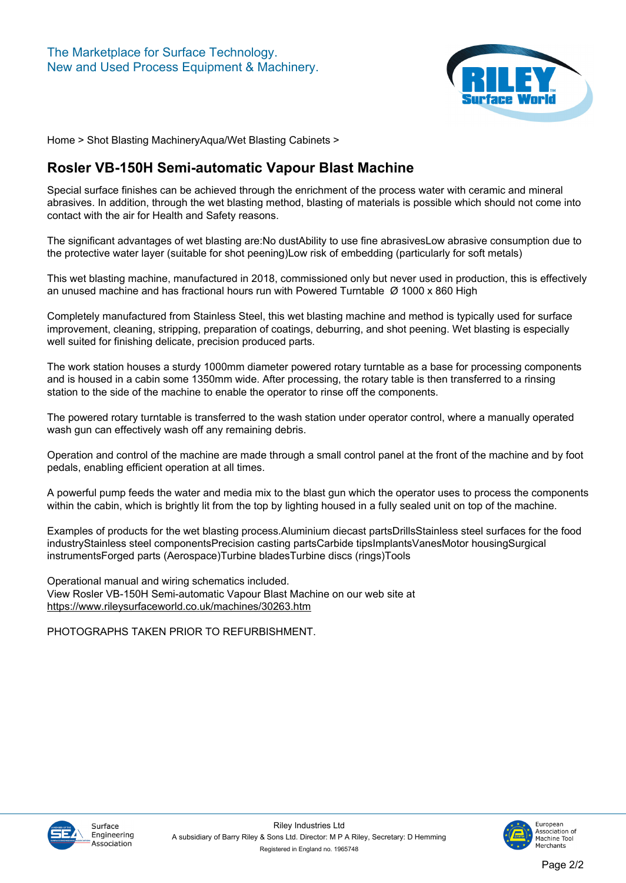The Marketplace for Surface Technology.
New and Used Process Equipment & Machinery.

Home > Shot Blasting MachineryAqua/Wet Blasting Cabinets >

# Rosler VB-150H Semi-automatic Vapour Blast Machine

Special surface finishes can be achieved through the enrichment of the process water with ceramic and mineral abrasives. In addition, through the wet blasting method, blasting of materials is possible which should not come into contact with the air for Health and Safety reasons.

The significant advantages of wet blasting are:No dustAbility to use fine abrasivesLow abrasive consumption due to the protective water layer (suitable for shot peening)Low risk of embedding (particularly for soft metals)

This wet blasting machine, manufactured in 2018, commissioned only but never used in production, this is effectively an unused machine and has fractional hours run with Powered Turntable  Ø 1000 x 860 High

Completely manufactured from Stainless Steel, this wet blasting machine and method is typically used for surface improvement, cleaning, stripping, preparation of coatings, deburring, and shot peening. Wet blasting is especially well suited for finishing delicate, precision produced parts.

The work station houses a sturdy 1000mm diameter powered rotary turntable as a base for processing components and is housed in a cabin some 1350mm wide. After processing, the rotary table is then transferred to a rinsing station to the side of the machine to enable the operator to rinse off the components.

The powered rotary turntable is transferred to the wash station under operator control, where a manually operated wash gun can effectively wash off any remaining debris.

Operation and control of the machine are made through a small control panel at the front of the machine and by foot pedals, enabling efficient operation at all times.

A powerful pump feeds the water and media mix to the blast gun which the operator uses to process the components within the cabin, which is brightly lit from the top by lighting housed in a fully sealed unit on top of the machine.

Examples of products for the wet blasting process.Aluminium diecast partsDrillsStainless steel surfaces for the food industryStainless steel componentsPrecision casting partsCarbide tipsImplantsVanesMotor housingSurgical instrumentsForged parts (Aerospace)Turbine bladesTurbine discs (rings)Tools

Operational manual and wiring schematics included.
View Rosler VB-150H Semi-automatic Vapour Blast Machine on our web site at https://www.rileysurfaceworld.co.uk/machines/30263.htm

PHOTOGRAPHS TAKEN PRIOR TO REFURBISHMENT.

Surface Engineering Association

Riley Industries Ltd
A subsidiary of Barry Riley & Sons Ltd. Director: M P A Riley, Secretary: D Hemming
Registered in England no. 1965748

European Association of Machine Tool Merchants